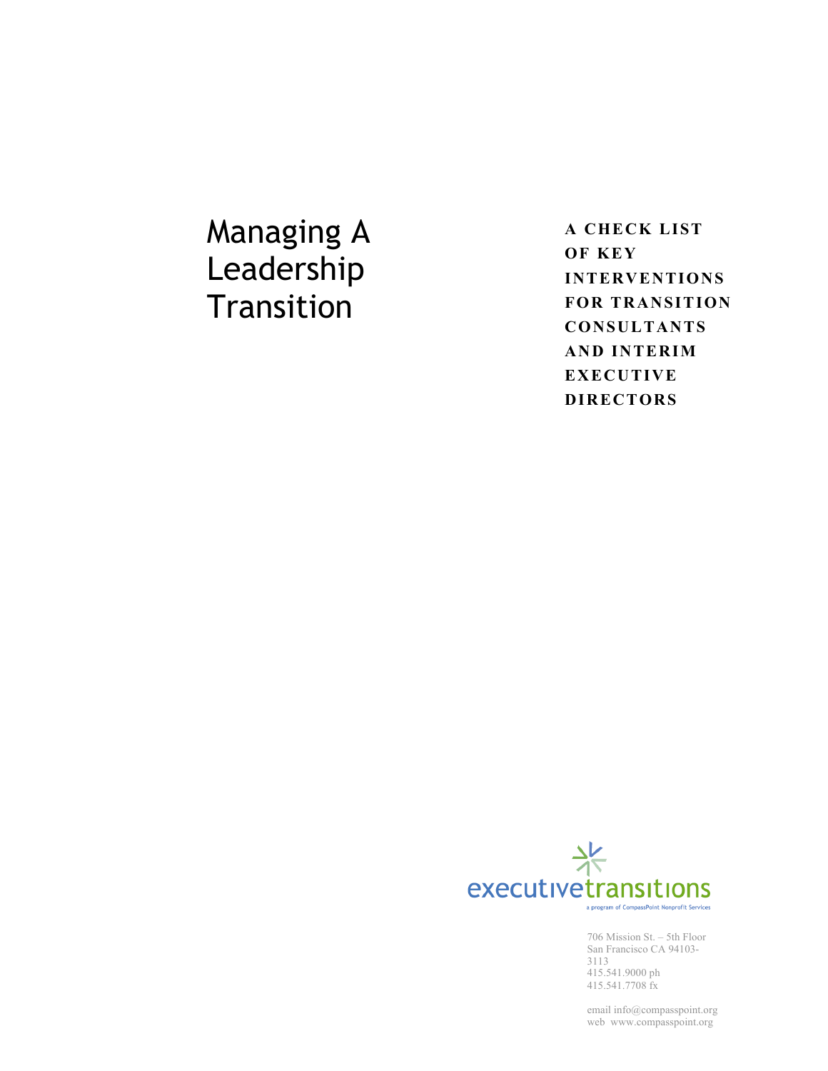# Managing A Leadership Transition

**A CHECK LIST OF KEY INTERVENTIONS FOR TRANSITION CONSULTANTS AND INTERIM EXECUTIVE DIRECTORS**

executivetransitions

a program of CompassPoint Nonprofit Services

706 Mission St. – 5th Floor
San Francisco CA 94103-3113
415.541.9000 ph
415.541.7708 fx

email info@compasspoint.org
web www.compasspoint.org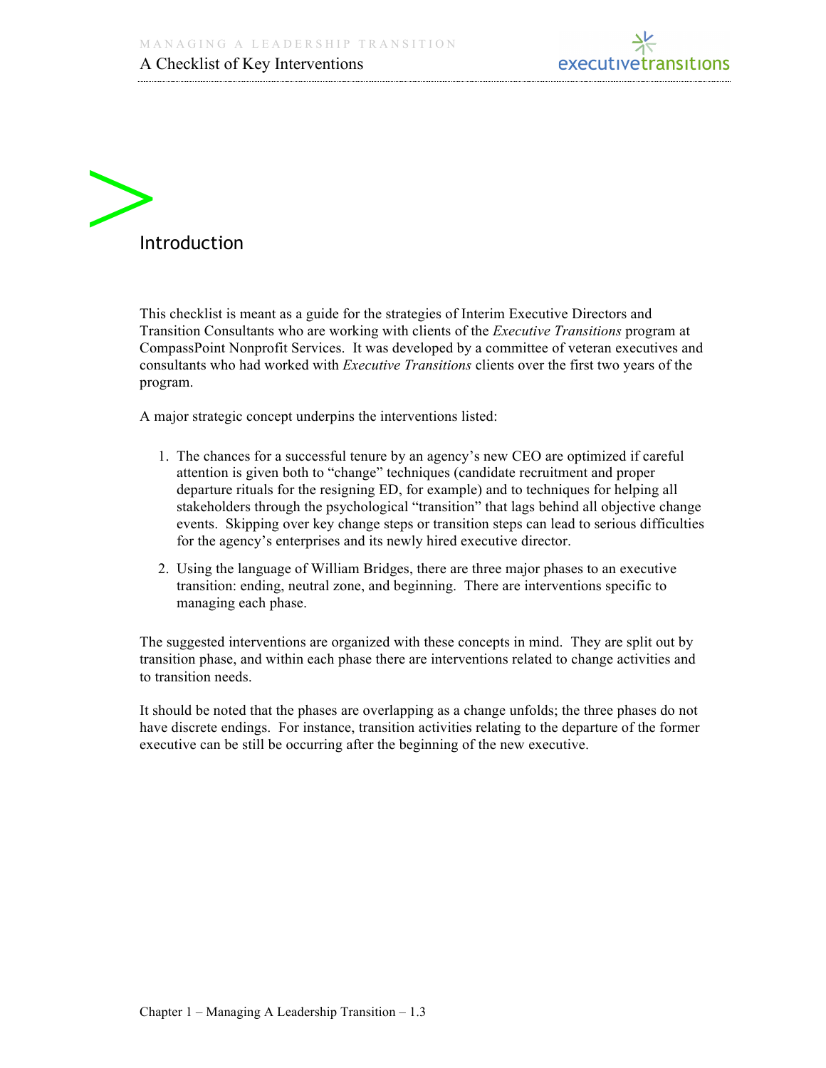## Introduction

This checklist is meant as a guide for the strategies of Interim Executive Directors and Transition Consultants who are working with clients of the *Executive Transitions* program at CompassPoint Nonprofit Services. It was developed by a committee of veteran executives and consultants who had worked with *Executive Transitions* clients over the first two years of the program.

A major strategic concept underpins the interventions listed:

1. The chances for a successful tenure by an agency's new CEO are optimized if careful attention is given both to "change" techniques (candidate recruitment and proper departure rituals for the resigning ED, for example) and to techniques for helping all stakeholders through the psychological "transition" that lags behind all objective change events. Skipping over key change steps or transition steps can lead to serious difficulties for the agency's enterprises and its newly hired executive director.

2. Using the language of William Bridges, there are three major phases to an executive transition: ending, neutral zone, and beginning. There are interventions specific to managing each phase.

The suggested interventions are organized with these concepts in mind. They are split out by transition phase, and within each phase there are interventions related to change activities and to transition needs.

It should be noted that the phases are overlapping as a change unfolds; the three phases do not have discrete endings. For instance, transition activities relating to the departure of the former executive can be still be occurring after the beginning of the new executive.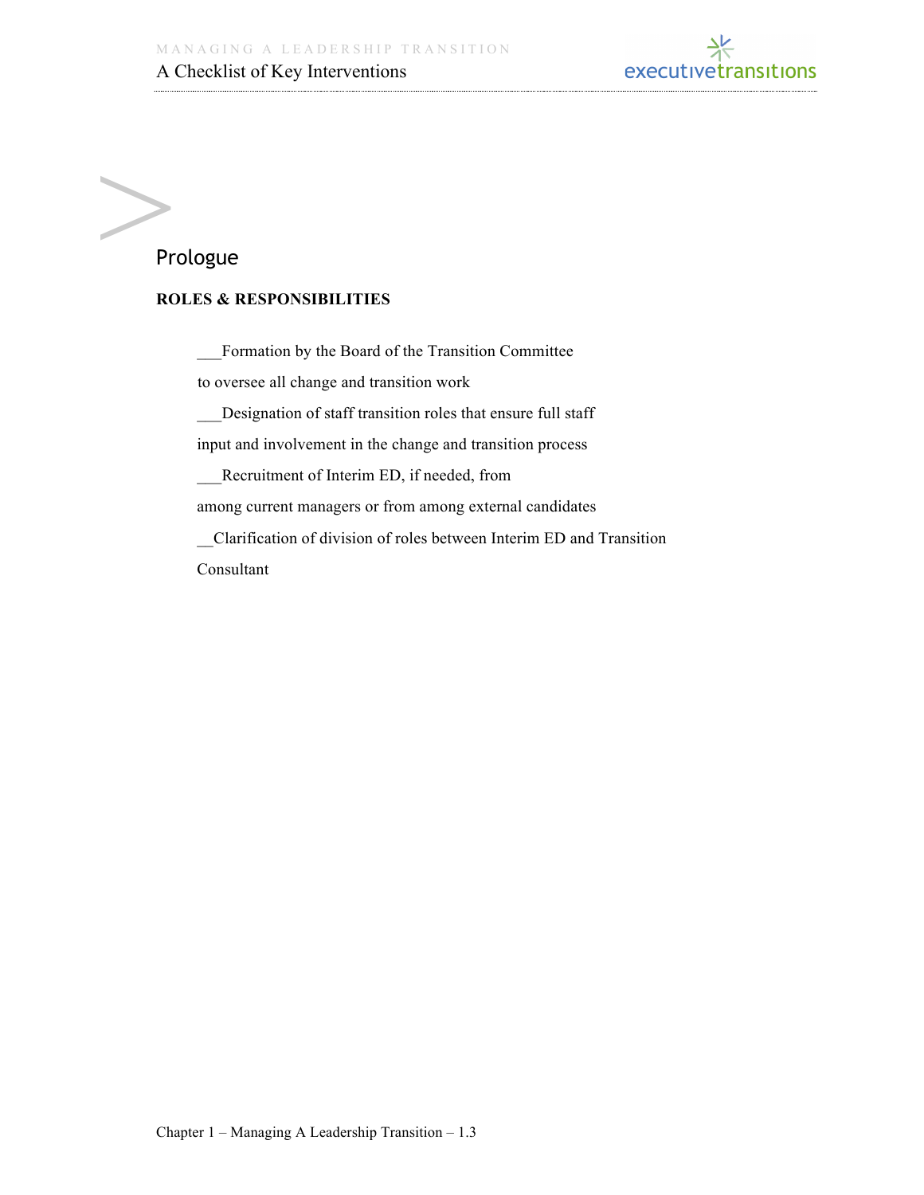## Prologue

**ROLES & RESPONSIBILITIES**

___Formation by the Board of the Transition Committee to oversee all change and transition work

___Designation of staff transition roles that ensure full staff input and involvement in the change and transition process

___Recruitment of Interim ED, if needed, from among current managers or from among external candidates

__Clarification of division of roles between Interim ED and Transition Consultant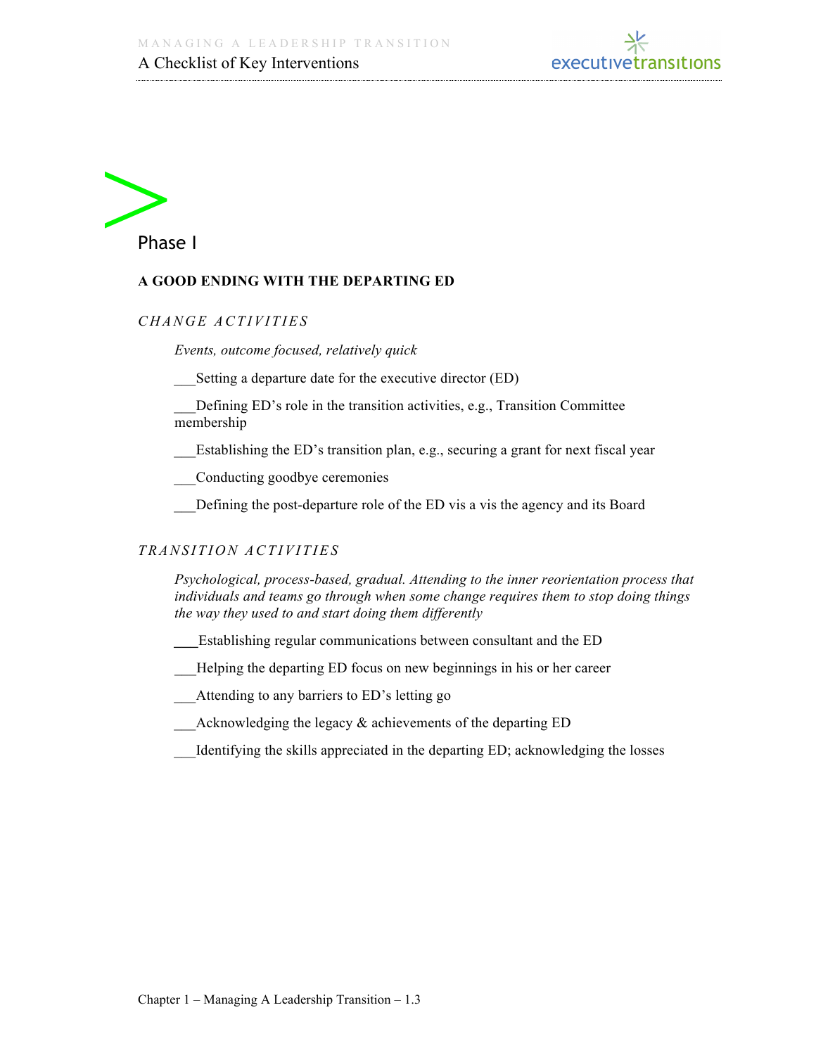# Phase I

## A GOOD ENDING WITH THE DEPARTING ED

### *CHANGE ACTIVITIES*

*Events, outcome focused, relatively quick*

___Setting a departure date for the executive director (ED)

___Defining ED's role in the transition activities, e.g., Transition Committee membership

___Establishing the ED's transition plan, e.g., securing a grant for next fiscal year

___Conducting goodbye ceremonies

___Defining the post-departure role of the ED vis a vis the agency and its Board

### *TRANSITION ACTIVITIES*

*Psychological, process-based, gradual. Attending to the inner reorientation process that individuals and teams go through when some change requires them to stop doing things the way they used to and start doing them differently*

___Establishing regular communications between consultant and the ED

___Helping the departing ED focus on new beginnings in his or her career

___Attending to any barriers to ED's letting go

___Acknowledging the legacy & achievements of the departing ED

___Identifying the skills appreciated in the departing ED; acknowledging the losses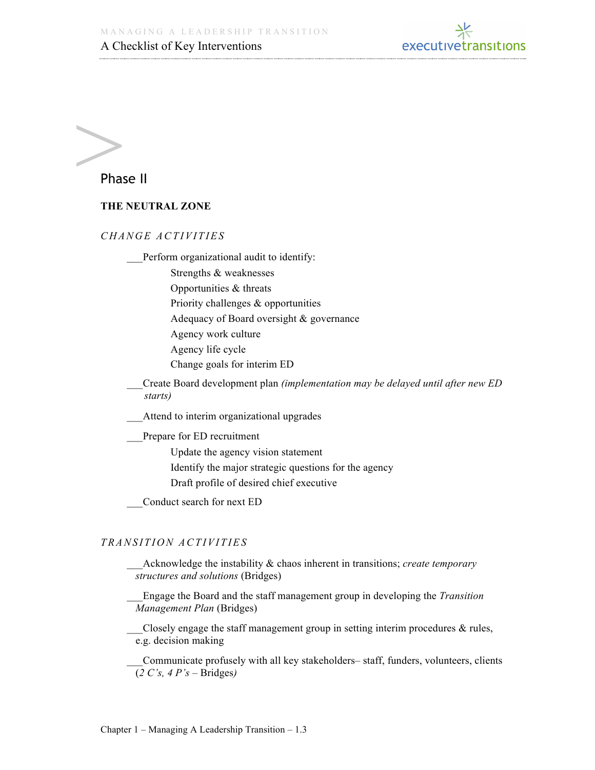## Phase II

**THE NEUTRAL ZONE**

*CHANGE ACTIVITIES*

___Perform organizational audit to identify:

- Strengths & weaknesses
- Opportunities & threats
- Priority challenges & opportunities
- Adequacy of Board oversight & governance
- Agency work culture
- Agency life cycle
- Change goals for interim ED

___Create Board development plan *(implementation may be delayed until after new ED starts)*

___Attend to interim organizational upgrades

___Prepare for ED recruitment

- Update the agency vision statement
- Identify the major strategic questions for the agency
- Draft profile of desired chief executive

___Conduct search for next ED

*TRANSITION ACTIVITIES*

___Acknowledge the instability & chaos inherent in transitions; *create temporary structures and solutions* (Bridges)

___Engage the Board and the staff management group in developing the *Transition Management Plan* (Bridges)

___Closely engage the staff management group in setting interim procedures & rules, e.g. decision making

___Communicate profusely with all key stakeholders– staff, funders, volunteers, clients (*2 C's, 4 P's* – Bridges)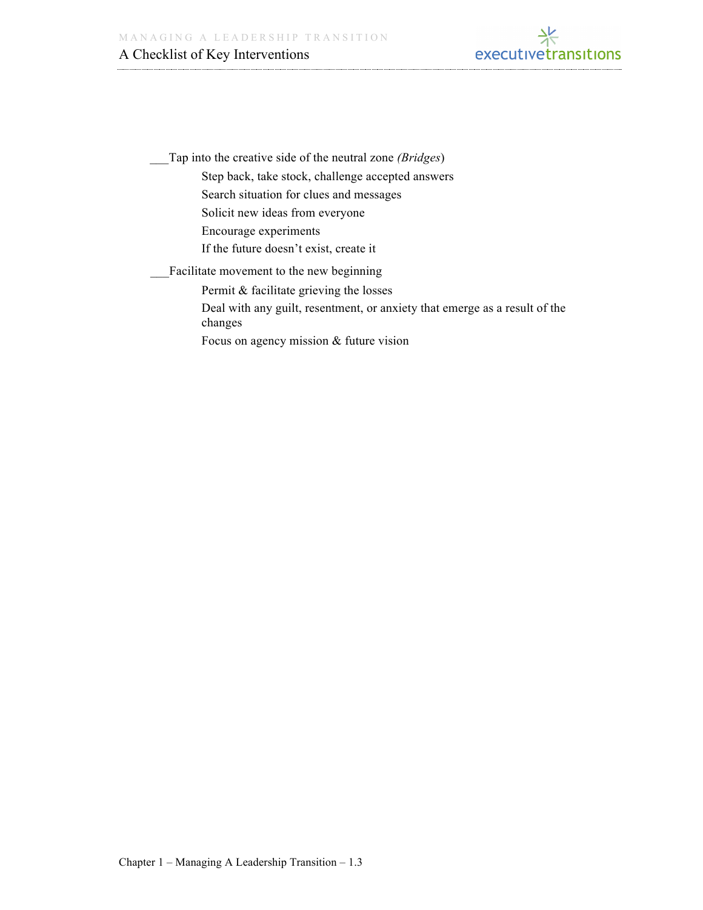___Tap into the creative side of the neutral zone *(Bridges*)

- Step back, take stock, challenge accepted answers
- Search situation for clues and messages
- Solicit new ideas from everyone
- Encourage experiments
- If the future doesn't exist, create it

___Facilitate movement to the new beginning

- Permit & facilitate grieving the losses
- Deal with any guilt, resentment, or anxiety that emerge as a result of the changes
- Focus on agency mission & future vision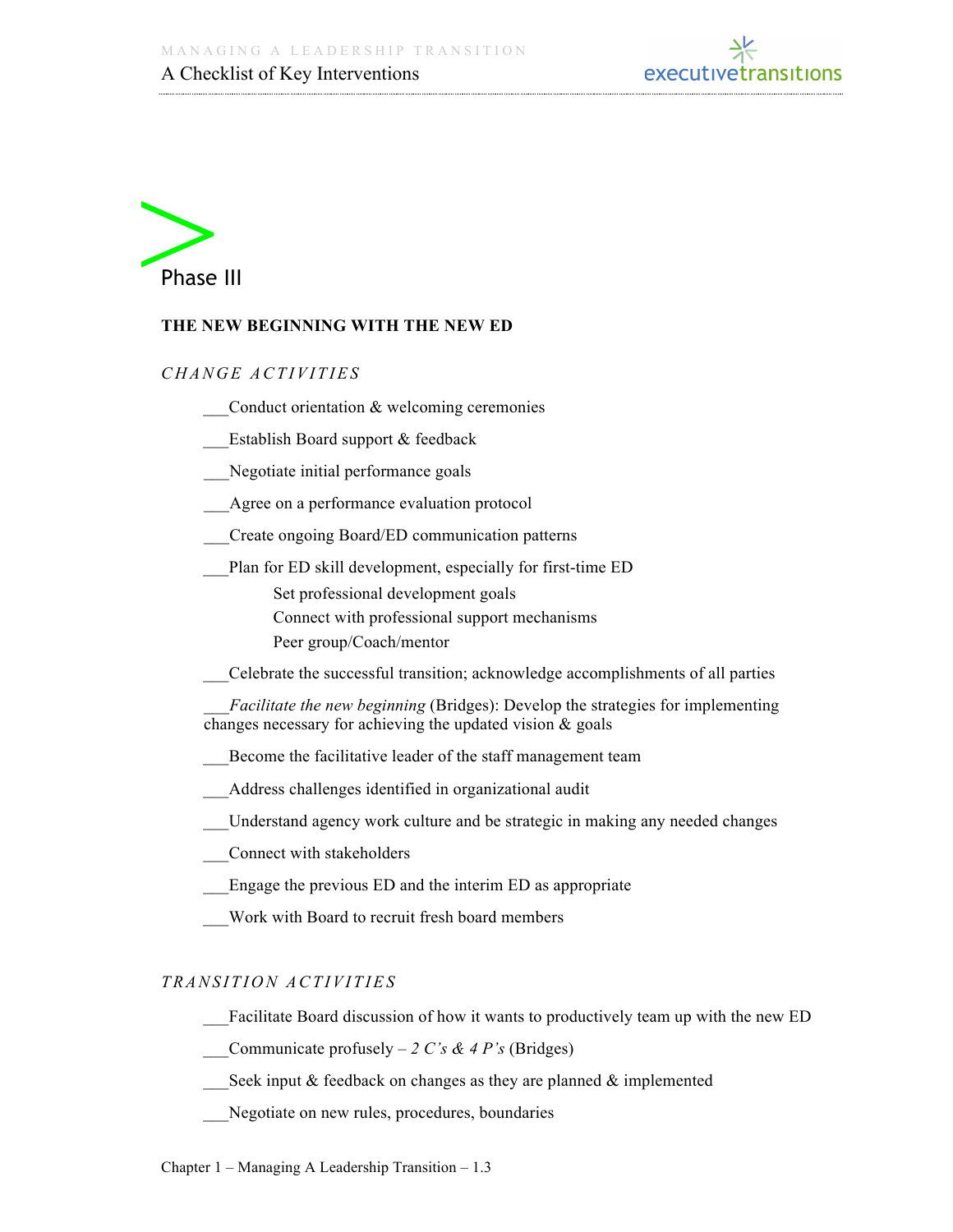# Phase III

**THE NEW BEGINNING WITH THE NEW ED**

## *CHANGE ACTIVITIES*

___Conduct orientation & welcoming ceremonies

___Establish Board support & feedback

___Negotiate initial performance goals

___Agree on a performance evaluation protocol

___Create ongoing Board/ED communication patterns

___Plan for ED skill development, especially for first-time ED

- Set professional development goals
- Connect with professional support mechanisms
- Peer group/Coach/mentor

___Celebrate the successful transition; acknowledge accomplishments of all parties

___*Facilitate the new beginning* (Bridges): Develop the strategies for implementing changes necessary for achieving the updated vision & goals

___Become the facilitative leader of the staff management team

___Address challenges identified in organizational audit

___Understand agency work culture and be strategic in making any needed changes

___Connect with stakeholders

___Engage the previous ED and the interim ED as appropriate

___Work with Board to recruit fresh board members

## *TRANSITION ACTIVITIES*

___Facilitate Board discussion of how it wants to productively team up with the new ED

___Communicate profusely – *2 C's & 4 P's* (Bridges)

___Seek input & feedback on changes as they are planned & implemented

___Negotiate on new rules, procedures, boundaries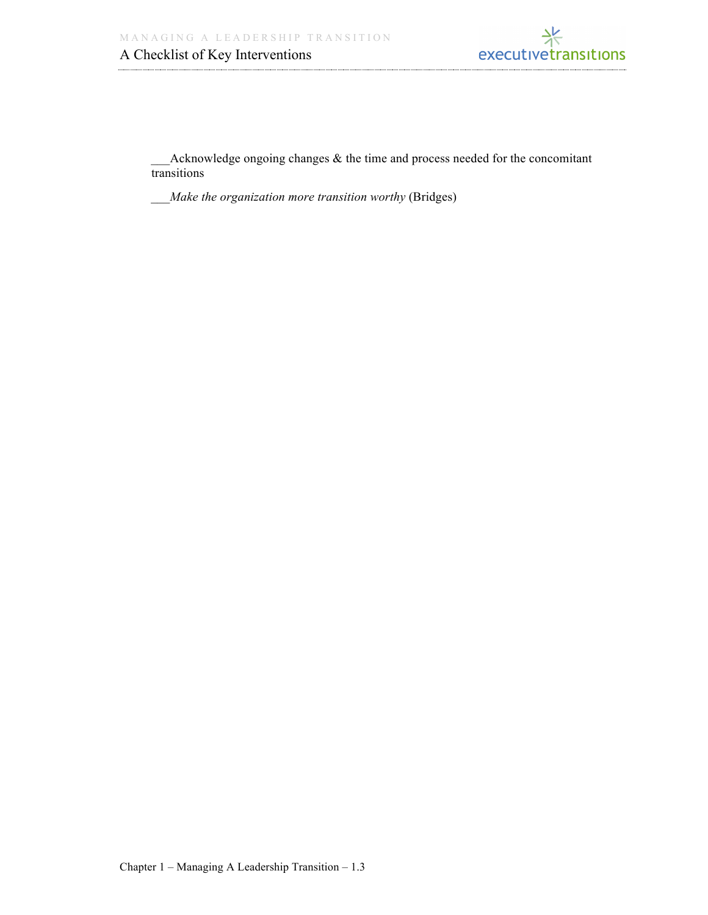___Acknowledge ongoing changes & the time and process needed for the concomitant transitions

___*Make the organization more transition worthy* (Bridges)